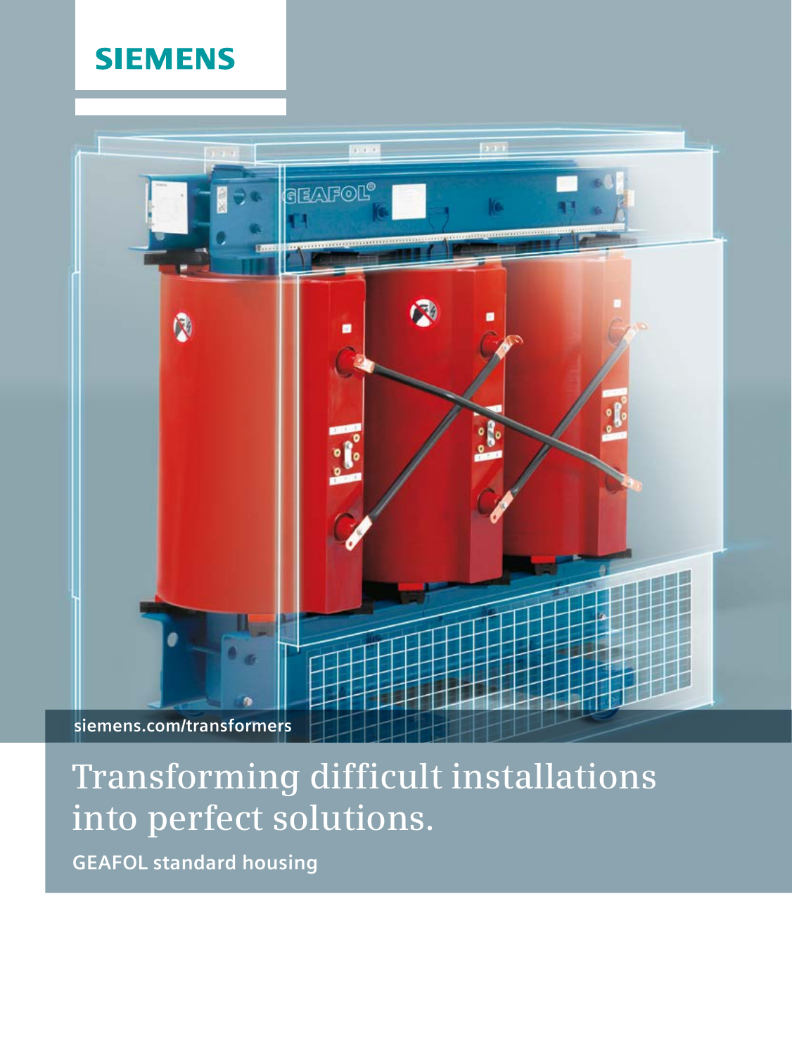SIEMENS

siemens.com/transformers

# Transforming difficult installations into perfect solutions.

**GEAFOL standard housing**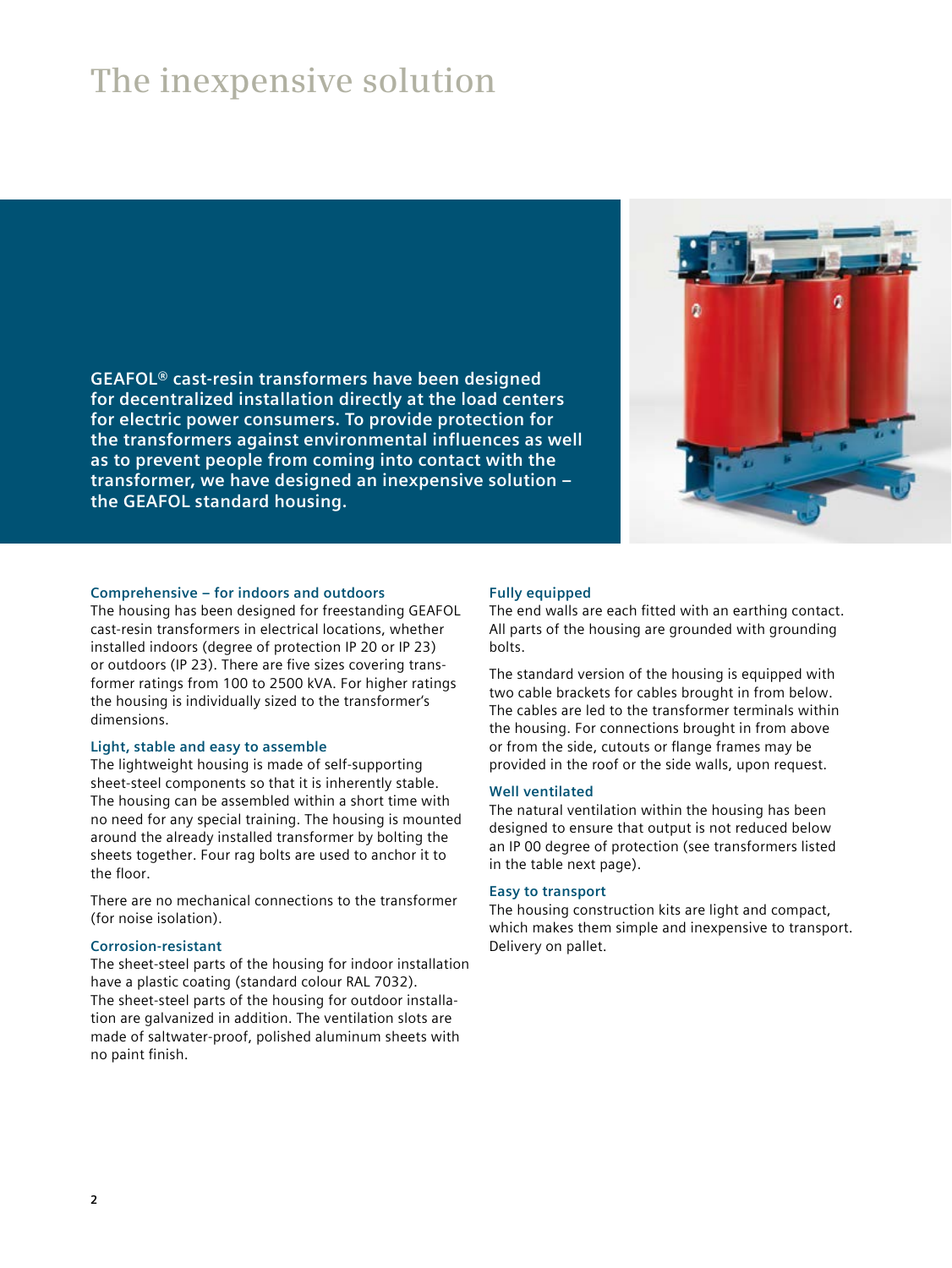# The inexpensive solution

**GEAFOL® cast-resin transformers have been designed for decentralized installation directly at the load centers for electric power consumers. To provide protection for the transformers against environmental influences as well as to prevent people from coming into contact with the transformer, we have designed an inexpensive solution – the GEAFOL standard housing.**

### Comprehensive – for indoors and outdoors

The housing has been designed for freestanding GEAFOL cast-resin transformers in electrical locations, whether installed indoors (degree of protection IP 20 or IP 23) or outdoors (IP 23). There are five sizes covering transformer ratings from 100 to 2500 kVA. For higher ratings the housing is individually sized to the transformer's dimensions.

### Light, stable and easy to assemble

The lightweight housing is made of self-supporting sheet-steel components so that it is inherently stable. The housing can be assembled within a short time with no need for any special training. The housing is mounted around the already installed transformer by bolting the sheets together. Four rag bolts are used to anchor it to the floor.

There are no mechanical connections to the transformer (for noise isolation).

### Corrosion-resistant

The sheet-steel parts of the housing for indoor installation have a plastic coating (standard colour RAL 7032). The sheet-steel parts of the housing for outdoor installation are galvanized in addition. The ventilation slots are made of saltwater-proof, polished aluminum sheets with no paint finish.

### Fully equipped

The end walls are each fitted with an earthing contact. All parts of the housing are grounded with grounding bolts.

The standard version of the housing is equipped with two cable brackets for cables brought in from below. The cables are led to the transformer terminals within the housing. For connections brought in from above or from the side, cutouts or flange frames may be provided in the roof or the side walls, upon request.

### Well ventilated

The natural ventilation within the housing has been designed to ensure that output is not reduced below an IP 00 degree of protection (see transformers listed in the table next page).

### Easy to transport

The housing construction kits are light and compact, which makes them simple and inexpensive to transport. Delivery on pallet.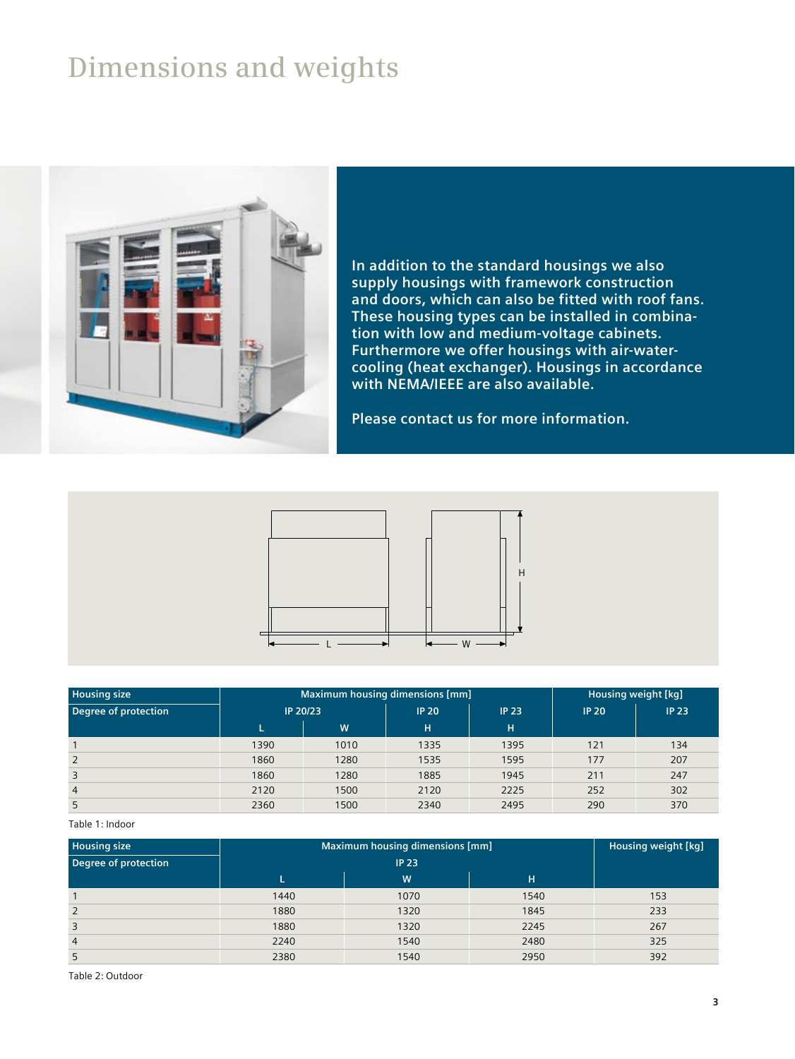# Dimensions and weights

**In addition to the standard housings we also supply housings with framework construction and doors, which can also be fitted with roof fans. These housing types can be installed in combination with low and medium-voltage cabinets. Furthermore we offer housings with air-water-cooling (heat exchanger). Housings in accordance with NEMA/IEEE are also available.**

**Please contact us for more information.**

| Housing size | Maximum housing dimensions [mm] | | | | Housing weight [kg] | |
|---|---|---|---|---|---|---|
| Degree of protection | IP 20/23 | | IP 20 | IP 23 | IP 20 | IP 23 |
| | L | W | H | H | | |
| 1 | 1390 | 1010 | 1335 | 1395 | 121 | 134 |
| 2 | 1860 | 1280 | 1535 | 1595 | 177 | 207 |
| 3 | 1860 | 1280 | 1885 | 1945 | 211 | 247 |
| 4 | 2120 | 1500 | 2120 | 2225 | 252 | 302 |
| 5 | 2360 | 1500 | 2340 | 2495 | 290 | 370 |

Table 1: Indoor

| Housing size | Maximum housing dimensions [mm] | | | Housing weight [kg] |
|---|---|---|---|---|
| Degree of protection | IP 23 | | | |
| | L | W | H | |
| 1 | 1440 | 1070 | 1540 | 153 |
| 2 | 1880 | 1320 | 1845 | 233 |
| 3 | 1880 | 1320 | 2245 | 267 |
| 4 | 2240 | 1540 | 2480 | 325 |
| 5 | 2380 | 1540 | 2950 | 392 |

Table 2: Outdoor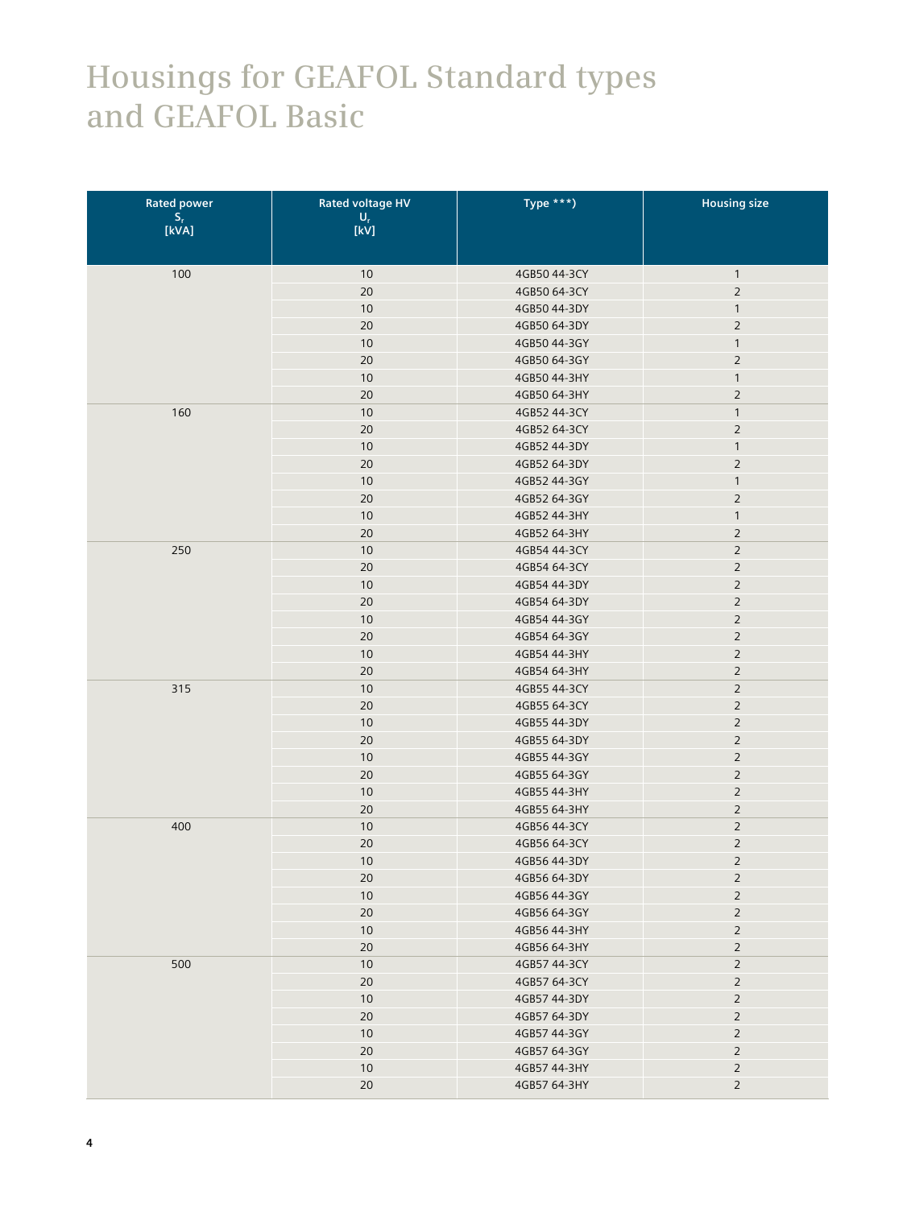# Housings for GEAFOL Standard types and GEAFOL Basic

| Rated power $S_r$ [kVA] | Rated voltage HV $U_r$ [kV] | Type ***) | Housing size |
|---|---|---|---|
| 100 | 10 | 4GB50 44-3CY | 1 |
| | 20 | 4GB50 64-3CY | 2 |
| | 10 | 4GB50 44-3DY | 1 |
| | 20 | 4GB50 64-3DY | 2 |
| | 10 | 4GB50 44-3GY | 1 |
| | 20 | 4GB50 64-3GY | 2 |
| | 10 | 4GB50 44-3HY | 1 |
| | 20 | 4GB50 64-3HY | 2 |
| 160 | 10 | 4GB52 44-3CY | 1 |
| | 20 | 4GB52 64-3CY | 2 |
| | 10 | 4GB52 44-3DY | 1 |
| | 20 | 4GB52 64-3DY | 2 |
| | 10 | 4GB52 44-3GY | 1 |
| | 20 | 4GB52 64-3GY | 2 |
| | 10 | 4GB52 44-3HY | 1 |
| | 20 | 4GB52 64-3HY | 2 |
| 250 | 10 | 4GB54 44-3CY | 2 |
| | 20 | 4GB54 64-3CY | 2 |
| | 10 | 4GB54 44-3DY | 2 |
| | 20 | 4GB54 64-3DY | 2 |
| | 10 | 4GB54 44-3GY | 2 |
| | 20 | 4GB54 64-3GY | 2 |
| | 10 | 4GB54 44-3HY | 2 |
| | 20 | 4GB54 64-3HY | 2 |
| 315 | 10 | 4GB55 44-3CY | 2 |
| | 20 | 4GB55 64-3CY | 2 |
| | 10 | 4GB55 44-3DY | 2 |
| | 20 | 4GB55 64-3DY | 2 |
| | 10 | 4GB55 44-3GY | 2 |
| | 20 | 4GB55 64-3GY | 2 |
| | 10 | 4GB55 44-3HY | 2 |
| | 20 | 4GB55 64-3HY | 2 |
| 400 | 10 | 4GB56 44-3CY | 2 |
| | 20 | 4GB56 64-3CY | 2 |
| | 10 | 4GB56 44-3DY | 2 |
| | 20 | 4GB56 64-3DY | 2 |
| | 10 | 4GB56 44-3GY | 2 |
| | 20 | 4GB56 64-3GY | 2 |
| | 10 | 4GB56 44-3HY | 2 |
| | 20 | 4GB56 64-3HY | 2 |
| 500 | 10 | 4GB57 44-3CY | 2 |
| | 20 | 4GB57 64-3CY | 2 |
| | 10 | 4GB57 44-3DY | 2 |
| | 20 | 4GB57 64-3DY | 2 |
| | 10 | 4GB57 44-3GY | 2 |
| | 20 | 4GB57 64-3GY | 2 |
| | 10 | 4GB57 44-3HY | 2 |
| | 20 | 4GB57 64-3HY | 2 |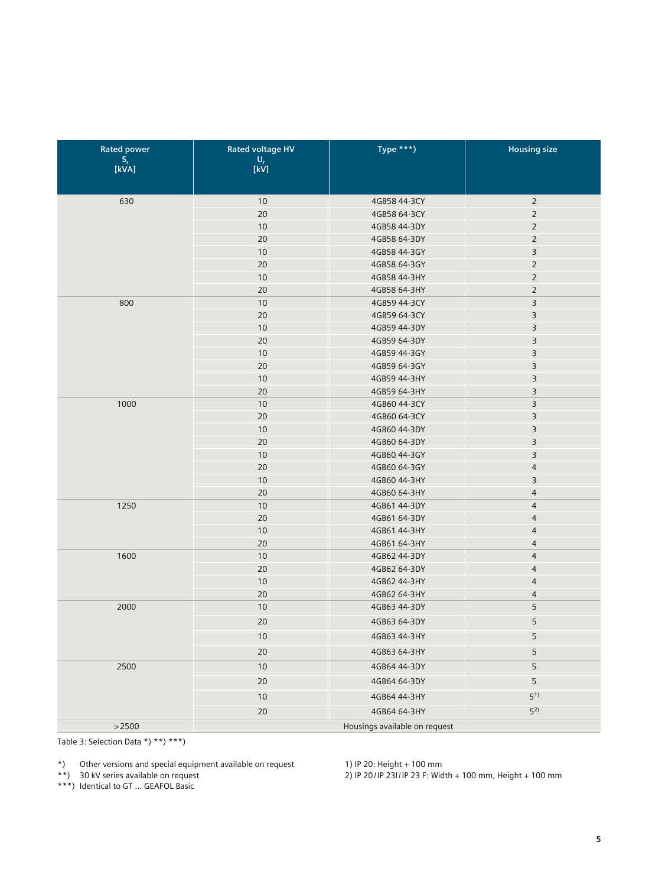| Rated power $S_r$ [kVA] | Rated voltage HV $U_r$ [kV] | Type ***) | Housing size |
|---|---|---|---|
| 630 | 10 | 4GB58 44-3CY | 2 |
| | 20 | 4GB58 64-3CY | 2 |
| | 10 | 4GB58 44-3DY | 2 |
| | 20 | 4GB58 64-3DY | 2 |
| | 10 | 4GB58 44-3GY | 3 |
| | 20 | 4GB58 64-3GY | 2 |
| | 10 | 4GB58 44-3HY | 2 |
| | 20 | 4GB58 64-3HY | 2 |
| 800 | 10 | 4GB59 44-3CY | 3 |
| | 20 | 4GB59 64-3CY | 3 |
| | 10 | 4GB59 44-3DY | 3 |
| | 20 | 4GB59 64-3DY | 3 |
| | 10 | 4GB59 44-3GY | 3 |
| | 20 | 4GB59 64-3GY | 3 |
| | 10 | 4GB59 44-3HY | 3 |
| | 20 | 4GB59 64-3HY | 3 |
| 1000 | 10 | 4GB60 44-3CY | 3 |
| | 20 | 4GB60 64-3CY | 3 |
| | 10 | 4GB60 44-3DY | 3 |
| | 20 | 4GB60 64-3DY | 3 |
| | 10 | 4GB60 44-3GY | 3 |
| | 20 | 4GB60 64-3GY | 4 |
| | 10 | 4GB60 44-3HY | 3 |
| | 20 | 4GB60 64-3HY | 4 |
| 1250 | 10 | 4GB61 44-3DY | 4 |
| | 20 | 4GB61 64-3DY | 4 |
| | 10 | 4GB61 44-3HY | 4 |
| | 20 | 4GB61 64-3HY | 4 |
| 1600 | 10 | 4GB62 44-3DY | 4 |
| | 20 | 4GB62 64-3DY | 4 |
| | 10 | 4GB62 44-3HY | 4 |
| | 20 | 4GB62 64-3HY | 4 |
| 2000 | 10 | 4GB63 44-3DY | 5 |
| | 20 | 4GB63 64-3DY | 5 |
| | 10 | 4GB63 44-3HY | 5 |
| | 20 | 4GB63 64-3HY | 5 |
| 2500 | 10 | 4GB64 44-3DY | 5 |
| | 20 | 4GB64 64-3DY | 5 |
| | 10 | 4GB64 44-3HY | 5 [1)] |
| | 20 | 4GB64 64-3HY | 5 [2)] |
| >2500 | Housings available on request | | |

Table 3: Selection Data *) **) ***)

*) Other versions and special equipment available on request
**) 30 kV series available on request
***) Identical to GT ... GEAFOL Basic

1) IP 20: Height + 100 mm
2) IP 20 / IP 23I / IP 23 F: Width + 100 mm, Height + 100 mm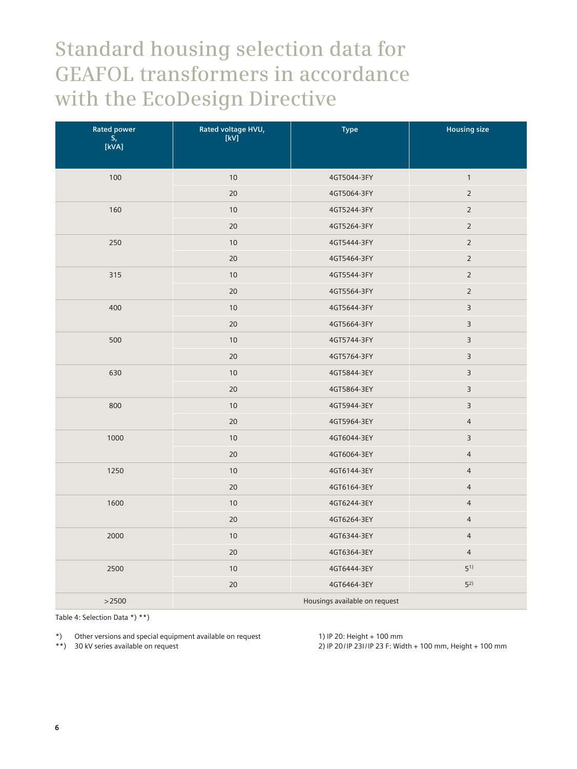# Standard housing selection data for GEAFOL transformers in accordance with the EcoDesign Directive

| Rated power $S_r$ [kVA] | Rated voltage HVU, [kV] | Type | Housing size |
|---|---|---|---|
| 100 | 10 | 4GT5044-3FY | 1 |
| | 20 | 4GT5064-3FY | 2 |
| 160 | 10 | 4GT5244-3FY | 2 |
| | 20 | 4GT5264-3FY | 2 |
| 250 | 10 | 4GT5444-3FY | 2 |
| | 20 | 4GT5464-3FY | 2 |
| 315 | 10 | 4GT5544-3FY | 2 |
| | 20 | 4GT5564-3FY | 2 |
| 400 | 10 | 4GT5644-3FY | 3 |
| | 20 | 4GT5664-3FY | 3 |
| 500 | 10 | 4GT5744-3FY | 3 |
| | 20 | 4GT5764-3FY | 3 |
| 630 | 10 | 4GT5844-3EY | 3 |
| | 20 | 4GT5864-3EY | 3 |
| 800 | 10 | 4GT5944-3EY | 3 |
| | 20 | 4GT5964-3EY | 4 |
| 1000 | 10 | 4GT6044-3EY | 3 |
| | 20 | 4GT6064-3EY | 4 |
| 1250 | 10 | 4GT6144-3EY | 4 |
| | 20 | 4GT6164-3EY | 4 |
| 1600 | 10 | 4GT6244-3EY | 4 |
| | 20 | 4GT6264-3EY | 4 |
| 2000 | 10 | 4GT6344-3EY | 4 |
| | 20 | 4GT6364-3EY | 4 |
| 2500 | 10 | 4GT6444-3EY | 5[1)] |
| | 20 | 4GT6464-3EY | 5[2)] |
| >2500 | Housings available on request | | |

Table 4: Selection Data *) **)

*) Other versions and special equipment available on request

**) 30 kV series available on request

1) IP 20: Height + 100 mm

2) IP 20/IP 23I/IP 23 F: Width + 100 mm, Height + 100 mm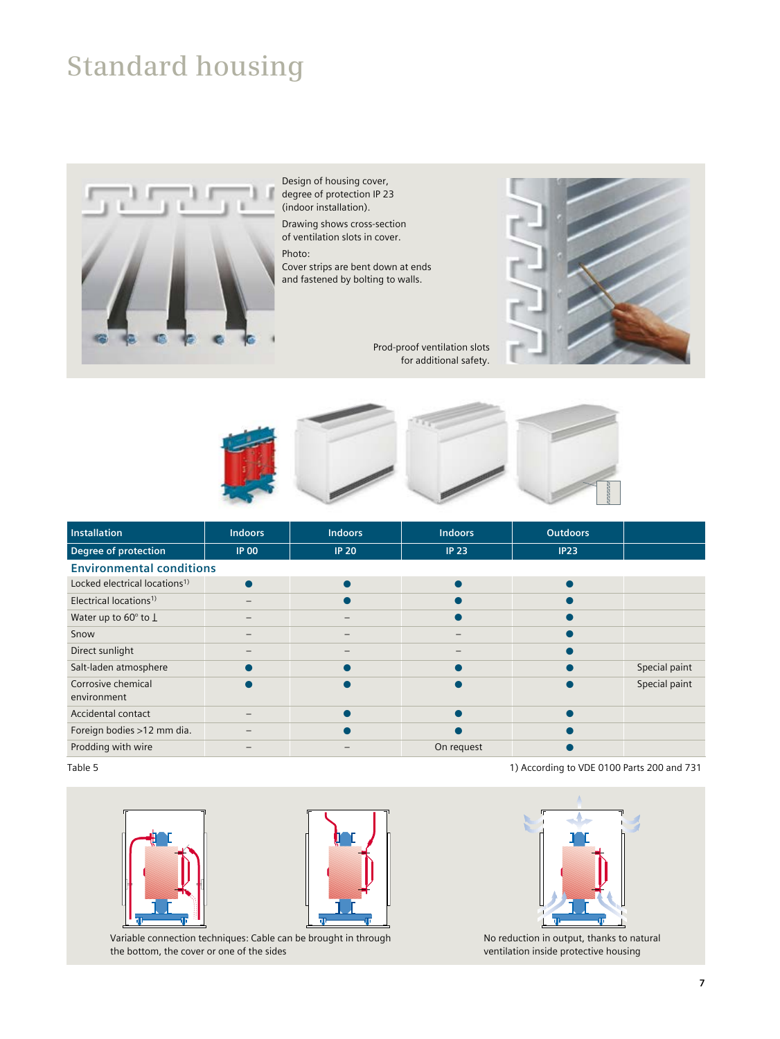# Standard housing

Design of housing cover, degree of protection IP 23 (indoor installation).

Drawing shows cross-section of ventilation slots in cover.

Photo:
Cover strips are bent down at ends and fastened by bolting to walls.

Prod-proof ventilation slots for additional safety.

| Installation | Indoors | Indoors | Indoors | Outdoors | |
|---|---|---|---|---|---|
| Degree of protection | IP 00 | IP 20 | IP 23 | IP23 | |
| **Environmental conditions** | | | | | |
| Locked electrical locations[1) ] | ● | ● | ● | ● | |
| Electrical locations[1)] | – | ● | ● | ● | |
| Water up to 60° to ⊥ | – | – | ● | ● | |
| Snow | – | – | – | ● | |
| Direct sunlight | – | – | – | ● | |
| Salt-laden atmosphere | ● | ● | ● | ● | Special paint |
| Corrosive chemical environment | ● | ● | ● | ● | Special paint |
| Accidental contact | – | ● | ● | ● | |
| Foreign bodies >12 mm dia. | – | ● | ● | ● | |
| Prodding with wire | – | – | On request | ● | |

Table 5

1) According to VDE 0100 Parts 200 and 731

Variable connection techniques: Cable can be brought in through the bottom, the cover or one of the sides

No reduction in output, thanks to natural ventilation inside protective housing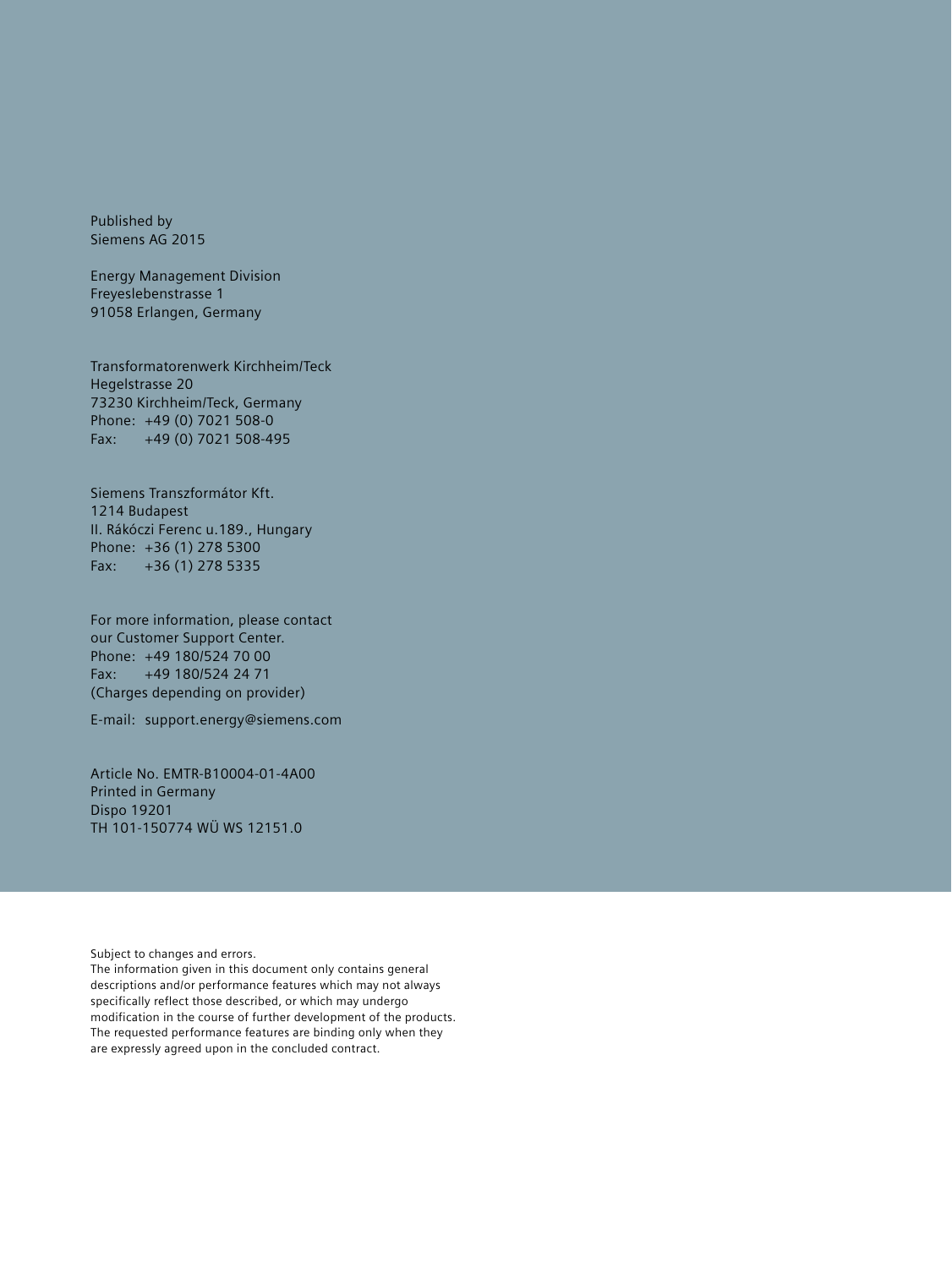Published by
Siemens AG 2015

Energy Management Division
Freyeslebenstrasse 1
91058 Erlangen, Germany

Transformatorenwerk Kirchheim/Teck
Hegelstrasse 20
73230 Kirchheim/Teck, Germany
Phone: +49 (0) 7021 508-0
Fax: +49 (0) 7021 508-495

Siemens Transzformátor Kft.
1214 Budapest
II. Rákóczi Ferenc u.189., Hungary
Phone: +36 (1) 278 5300
Fax: +36 (1) 278 5335

For more information, please contact
our Customer Support Center.
Phone: +49 180/524 70 00
Fax: +49 180/524 24 71
(Charges depending on provider)

E-mail: support.energy@siemens.com

Article No. EMTR-B10004-01-4A00
Printed in Germany
Dispo 19201
TH 101-150774 WÜ WS 12151.0

Subject to changes and errors.
The information given in this document only contains general descriptions and/or performance features which may not always specifically reflect those described, or which may undergo modification in the course of further development of the products. The requested performance features are binding only when they are expressly agreed upon in the concluded contract.